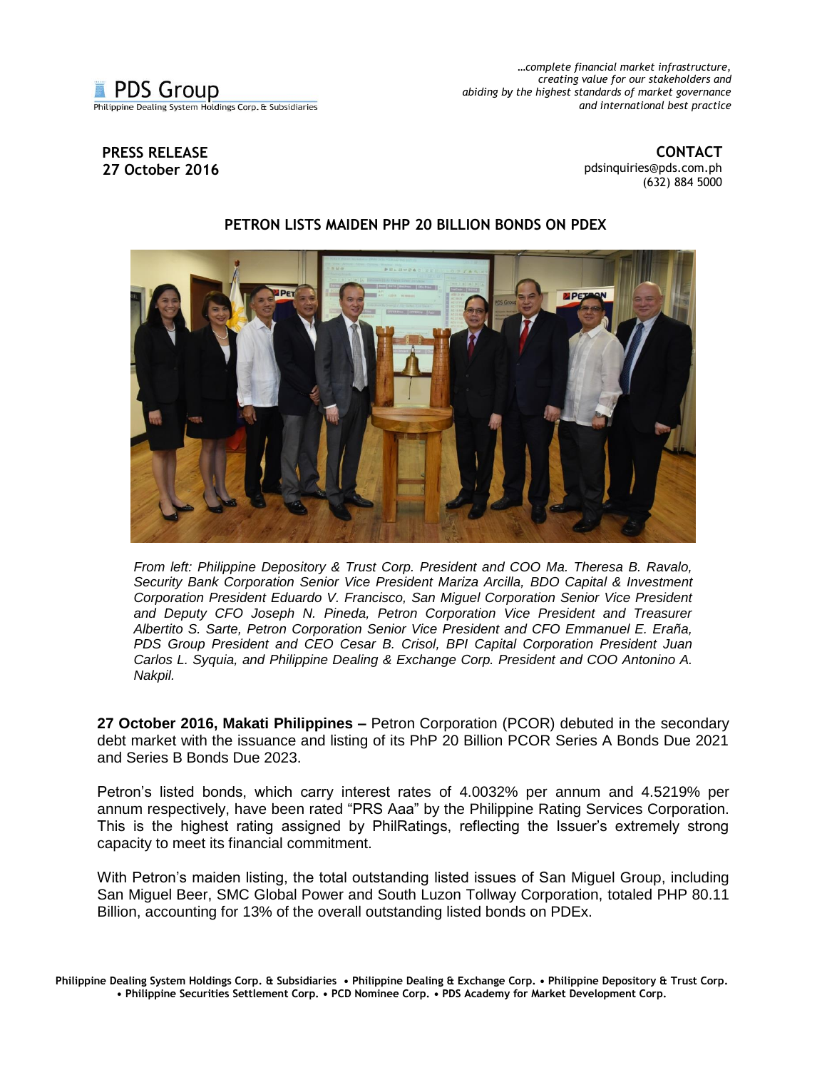PDS Group
Philippine Dealing System Holdings Corp. & Subsidiaries

*…complete financial market infrastructure, creating value for our stakeholders and abiding by the highest standards of market governance and international best practice*

**PRESS RELEASE**
**27 October 2016**

**CONTACT**
pdsinquiries@pds.com.ph
(632) 884 5000

## PETRON LISTS MAIDEN PHP 20 BILLION BONDS ON PDEX

*From left: Philippine Depository & Trust Corp. President and COO Ma. Theresa B. Ravalo, Security Bank Corporation Senior Vice President Mariza Arcilla, BDO Capital & Investment Corporation President Eduardo V. Francisco, San Miguel Corporation Senior Vice President and Deputy CFO Joseph N. Pineda, Petron Corporation Vice President and Treasurer Albertito S. Sarte, Petron Corporation Senior Vice President and CFO Emmanuel E. Eraña, PDS Group President and CEO Cesar B. Crisol, BPI Capital Corporation President Juan Carlos L. Syquia, and Philippine Dealing & Exchange Corp. President and COO Antonino A. Nakpil.*

**27 October 2016, Makati Philippines –** Petron Corporation (PCOR) debuted in the secondary debt market with the issuance and listing of its PhP 20 Billion PCOR Series A Bonds Due 2021 and Series B Bonds Due 2023.

Petron's listed bonds, which carry interest rates of 4.0032% per annum and 4.5219% per annum respectively, have been rated "PRS Aaa" by the Philippine Rating Services Corporation. This is the highest rating assigned by PhilRatings, reflecting the Issuer's extremely strong capacity to meet its financial commitment.

With Petron's maiden listing, the total outstanding listed issues of San Miguel Group, including San Miguel Beer, SMC Global Power and South Luzon Tollway Corporation, totaled PHP 80.11 Billion, accounting for 13% of the overall outstanding listed bonds on PDEx.

**Philippine Dealing System Holdings Corp. & Subsidiaries • Philippine Dealing & Exchange Corp. • Philippine Depository & Trust Corp. • Philippine Securities Settlement Corp. • PCD Nominee Corp. • PDS Academy for Market Development Corp.**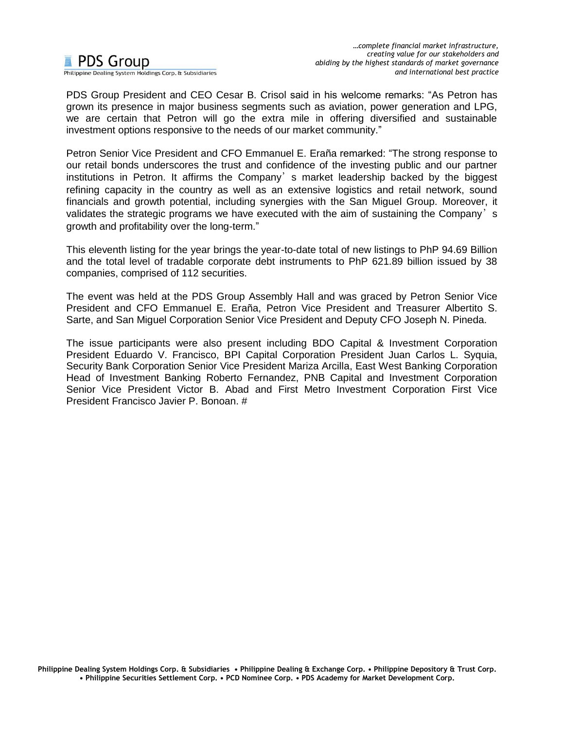PDS Group President and CEO Cesar B. Crisol said in his welcome remarks: “As Petron has grown its presence in major business segments such as aviation, power generation and LPG, we are certain that Petron will go the extra mile in offering diversified and sustainable investment options responsive to the needs of our market community.”

Petron Senior Vice President and CFO Emmanuel E. Eraña remarked: “The strong response to our retail bonds underscores the trust and confidence of the investing public and our partner institutions in Petron. It affirms the Company’s market leadership backed by the biggest refining capacity in the country as well as an extensive logistics and retail network, sound financials and growth potential, including synergies with the San Miguel Group. Moreover, it validates the strategic programs we have executed with the aim of sustaining the Company’s growth and profitability over the long-term.”

This eleventh listing for the year brings the year-to-date total of new listings to PhP 94.69 Billion and the total level of tradable corporate debt instruments to PhP 621.89 billion issued by 38 companies, comprised of 112 securities.

The event was held at the PDS Group Assembly Hall and was graced by Petron Senior Vice President and CFO Emmanuel E. Eraña, Petron Vice President and Treasurer Albertito S. Sarte, and San Miguel Corporation Senior Vice President and Deputy CFO Joseph N. Pineda.

The issue participants were also present including BDO Capital & Investment Corporation President Eduardo V. Francisco, BPI Capital Corporation President Juan Carlos L. Syquia, Security Bank Corporation Senior Vice President Mariza Arcilla, East West Banking Corporation Head of Investment Banking Roberto Fernandez, PNB Capital and Investment Corporation Senior Vice President Victor B. Abad and First Metro Investment Corporation First Vice President Francisco Javier P. Bonoan. #